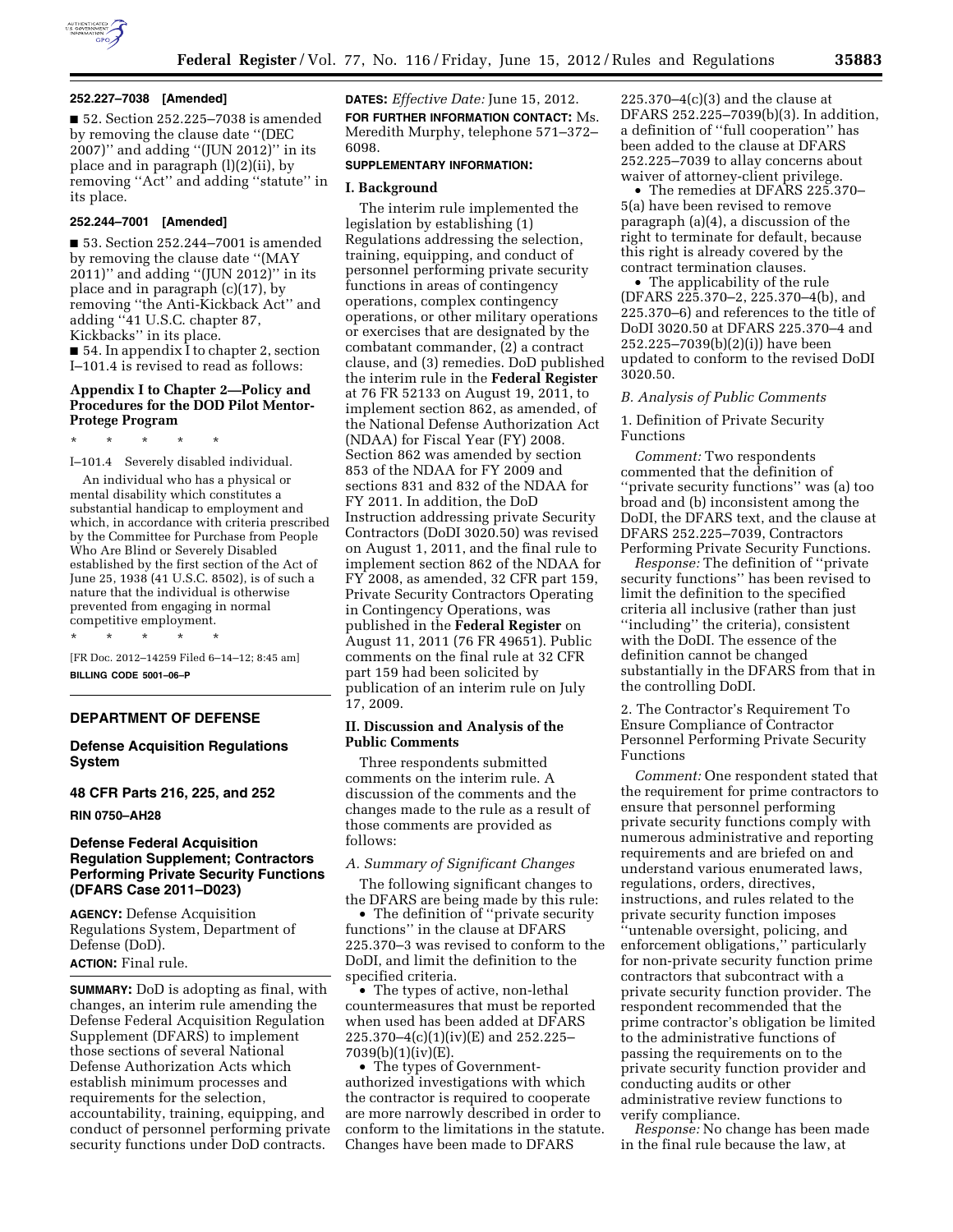**252.227–7038 [Amended]**

■ 52. Section 252.225–7038 is amended by removing the clause date ''(DEC 2007)'' and adding ''(JUN 2012)'' in its place and in paragraph (l)(2)(ii), by removing ''Act'' and adding ''statute'' in its place.

**252.244–7001 [Amended]**

■ 53. Section 252.244–7001 is amended by removing the clause date ''(MAY 2011)'' and adding ''(JUN 2012)'' in its place and in paragraph (c)(17), by removing ''the Anti-Kickback Act'' and adding ''41 U.S.C. chapter 87, Kickbacks'' in its place.

■ 54. In appendix I to chapter 2, section I–101.4 is revised to read as follows:

**Appendix I to Chapter 2—Policy and Procedures for the DOD Pilot Mentor-Protege Program**

\* \* \* \* \*

I–101.4 Severely disabled individual.

An individual who has a physical or mental disability which constitutes a substantial handicap to employment and which, in accordance with criteria prescribed by the Committee for Purchase from People Who Are Blind or Severely Disabled established by the first section of the Act of June 25, 1938 (41 U.S.C. 8502), is of such a nature that the individual is otherwise prevented from engaging in normal competitive employment.

\* \* \* \* \*

[FR Doc. 2012–14259 Filed 6–14–12; 8:45 am]

**BILLING CODE 5001–06–P**

---

**DEPARTMENT OF DEFENSE**

**Defense Acquisition Regulations System**

**48 CFR Parts 216, 225, and 252**

**RIN 0750–AH28**

## Defense Federal Acquisition Regulation Supplement; Contractors Performing Private Security Functions (DFARS Case 2011–D023)

**AGENCY:** Defense Acquisition Regulations System, Department of Defense (DoD).

**ACTION:** Final rule.

**SUMMARY:** DoD is adopting as final, with changes, an interim rule amending the Defense Federal Acquisition Regulation Supplement (DFARS) to implement those sections of several National Defense Authorization Acts which establish minimum processes and requirements for the selection, accountability, training, equipping, and conduct of personnel performing private security functions under DoD contracts.

**DATES:** *Effective Date:* June 15, 2012.

**FOR FURTHER INFORMATION CONTACT:** Ms. Meredith Murphy, telephone 571–372–6098.

**SUPPLEMENTARY INFORMATION:**

**I. Background**

The interim rule implemented the legislation by establishing (1) Regulations addressing the selection, training, equipping, and conduct of personnel performing private security functions in areas of contingency operations, complex contingency operations, or other military operations or exercises that are designated by the combatant commander, (2) a contract clause, and (3) remedies. DoD published the interim rule in the **Federal Register** at 76 FR 52133 on August 19, 2011, to implement section 862, as amended, of the National Defense Authorization Act (NDAA) for Fiscal Year (FY) 2008. Section 862 was amended by section 853 of the NDAA for FY 2009 and sections 831 and 832 of the NDAA for FY 2011. In addition, the DoD Instruction addressing private Security Contractors (DoDI 3020.50) was revised on August 1, 2011, and the final rule to implement section 862 of the NDAA for FY 2008, as amended, 32 CFR part 159, Private Security Contractors Operating in Contingency Operations, was published in the **Federal Register** on August 11, 2011 (76 FR 49651). Public comments on the final rule at 32 CFR part 159 had been solicited by publication of an interim rule on July 17, 2009.

**II. Discussion and Analysis of the Public Comments**

Three respondents submitted comments on the interim rule. A discussion of the comments and the changes made to the rule as a result of those comments are provided as follows:

*A. Summary of Significant Changes*

The following significant changes to the DFARS are being made by this rule:

• The definition of ''private security functions'' in the clause at DFARS 225.370–3 was revised to conform to the DoDI, and limit the definition to the specified criteria.

• The types of active, non-lethal countermeasures that must be reported when used has been added at DFARS 225.370–4(c)(1)(iv)(E) and 252.225–7039(b)(1)(iv)(E).

• The types of Government-authorized investigations with which the contractor is required to cooperate are more narrowly described in order to conform to the limitations in the statute. Changes have been made to DFARS 225.370–4(c)(3) and the clause at DFARS 252.225–7039(b)(3). In addition, a definition of ''full cooperation'' has been added to the clause at DFARS 252.225–7039 to allay concerns about waiver of attorney-client privilege.

• The remedies at DFARS 225.370–5(a) have been revised to remove paragraph (a)(4), a discussion of the right to terminate for default, because this right is already covered by the contract termination clauses.

• The applicability of the rule (DFARS 225.370–2, 225.370–4(b), and 225.370–6) and references to the title of DoDI 3020.50 at DFARS 225.370–4 and 252.225–7039(b)(2)(i)) have been updated to conform to the revised DoDI 3020.50.

*B. Analysis of Public Comments*

1. Definition of Private Security Functions

*Comment:* Two respondents commented that the definition of ''private security functions'' was (a) too broad and (b) inconsistent among the DoDI, the DFARS text, and the clause at DFARS 252.225–7039, Contractors Performing Private Security Functions.

*Response:* The definition of ''private security functions'' has been revised to limit the definition to the specified criteria all inclusive (rather than just ''including'' the criteria), consistent with the DoDI. The essence of the definition cannot be changed substantially in the DFARS from that in the controlling DoDI.

2. The Contractor's Requirement To Ensure Compliance of Contractor Personnel Performing Private Security Functions

*Comment:* One respondent stated that the requirement for prime contractors to ensure that personnel performing private security functions comply with numerous administrative and reporting requirements and are briefed on and understand various enumerated laws, regulations, orders, directives, instructions, and rules related to the private security function imposes ''untenable oversight, policing, and enforcement obligations,'' particularly for non-private security function prime contractors that subcontract with a private security function provider. The respondent recommended that the prime contractor's obligation be limited to the administrative functions of passing the requirements on to the private security function provider and conducting audits or other administrative review functions to verify compliance.

*Response:* No change has been made in the final rule because the law, at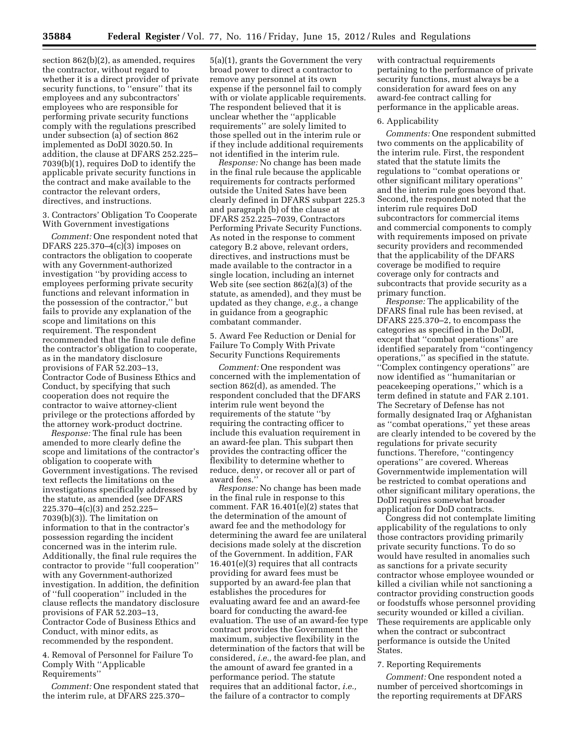section 862(b)(2), as amended, requires the contractor, without regard to whether it is a direct provider of private security functions, to ''ensure'' that its employees and any subcontractors' employees who are responsible for performing private security functions comply with the regulations prescribed under subsection (a) of section 862 implemented as DoDI 3020.50. In addition, the clause at DFARS 252.225–7039(b)(1), requires DoD to identify the applicable private security functions in the contract and make available to the contractor the relevant orders, directives, and instructions.

3. Contractors' Obligation To Cooperate With Government investigations

*Comment:* One respondent noted that DFARS 225.370–4(c)(3) imposes on contractors the obligation to cooperate with any Government-authorized investigation ''by providing access to employees performing private security functions and relevant information in the possession of the contractor,'' but fails to provide any explanation of the scope and limitations on this requirement. The respondent recommended that the final rule define the contractor's obligation to cooperate, as in the mandatory disclosure provisions of FAR 52.203–13, Contractor Code of Business Ethics and Conduct, by specifying that such cooperation does not require the contractor to waive attorney-client privilege or the protections afforded by the attorney work-product doctrine.

*Response:* The final rule has been amended to more clearly define the scope and limitations of the contractor's obligation to cooperate with Government investigations. The revised text reflects the limitations on the investigations specifically addressed by the statute, as amended (see DFARS 225.370–4(c)(3) and 252.225–7039(b)(3)). The limitation on information to that in the contractor's possession regarding the incident concerned was in the interim rule. Additionally, the final rule requires the contractor to provide ''full cooperation'' with any Government-authorized investigation. In addition, the definition of ''full cooperation'' included in the clause reflects the mandatory disclosure provisions of FAR 52.203–13, Contractor Code of Business Ethics and Conduct, with minor edits, as recommended by the respondent.

4. Removal of Personnel for Failure To Comply With ''Applicable Requirements''

*Comment:* One respondent stated that the interim rule, at DFARS 225.370–5(a)(1), grants the Government the very broad power to direct a contractor to remove any personnel at its own expense if the personnel fail to comply with or violate applicable requirements. The respondent believed that it is unclear whether the ''applicable requirements'' are solely limited to those spelled out in the interim rule or if they include additional requirements not identified in the interim rule.

*Response:* No change has been made in the final rule because the applicable requirements for contracts performed outside the United Sates have been clearly defined in DFARS subpart 225.3 and paragraph (b) of the clause at DFARS 252.225–7039, Contractors Performing Private Security Functions. As noted in the response to comment category B.2 above, relevant orders, directives, and instructions must be made available to the contractor in a single location, including an internet Web site (see section 862(a)(3) of the statute, as amended), and they must be updated as they change, *e.g.,* a change in guidance from a geographic combatant commander.

5. Award Fee Reduction or Denial for Failure To Comply With Private Security Functions Requirements

*Comment:* One respondent was concerned with the implementation of section 862(d), as amended. The respondent concluded that the DFARS interim rule went beyond the requirements of the statute ''by requiring the contracting officer to include this evaluation requirement in an award-fee plan. This subpart then provides the contracting officer the flexibility to determine whether to reduce, deny, or recover all or part of award fees.''

*Response:* No change has been made in the final rule in response to this comment. FAR 16.401(e)(2) states that the determination of the amount of award fee and the methodology for determining the award fee are unilateral decisions made solely at the discretion of the Government. In addition, FAR 16.401(e)(3) requires that all contracts providing for award fees must be supported by an award-fee plan that establishes the procedures for evaluating award fee and an award-fee board for conducting the award-fee evaluation. The use of an award-fee type contract provides the Government the maximum, subjective flexibility in the determination of the factors that will be considered, *i.e.,* the award-fee plan, and the amount of award fee granted in a performance period. The statute requires that an additional factor, *i.e.,* the failure of a contractor to comply with contractual requirements pertaining to the performance of private security functions, must always be a consideration for award fees on any award-fee contract calling for performance in the applicable areas.

6. Applicability

*Comments:* One respondent submitted two comments on the applicability of the interim rule. First, the respondent stated that the statute limits the regulations to ''combat operations or other significant military operations'' and the interim rule goes beyond that. Second, the respondent noted that the interim rule requires DoD subcontractors for commercial items and commercial components to comply with requirements imposed on private security providers and recommended that the applicability of the DFARS coverage be modified to require coverage only for contracts and subcontracts that provide security as a primary function.

*Response:* The applicability of the DFARS final rule has been revised, at DFARS 225.370–2, to encompass the categories as specified in the DoDI, except that ''combat operations'' are identified separately from ''contingency operations,'' as specified in the statute. ''Complex contingency operations'' are now identified as ''humanitarian or peacekeeping operations,'' which is a term defined in statute and FAR 2.101. The Secretary of Defense has not formally designated Iraq or Afghanistan as ''combat operations,'' yet these areas are clearly intended to be covered by the regulations for private security functions. Therefore, ''contingency operations'' are covered. Whereas Governmentwide implementation will be restricted to combat operations and other significant military operations, the DoDI requires somewhat broader application for DoD contracts.

Congress did not contemplate limiting applicability of the regulations to only those contractors providing primarily private security functions. To do so would have resulted in anomalies such as sanctions for a private security contractor whose employee wounded or killed a civilian while not sanctioning a contractor providing construction goods or foodstuffs whose personnel providing security wounded or killed a civilian. These requirements are applicable only when the contract or subcontract performance is outside the United States.

7. Reporting Requirements

*Comment:* One respondent noted a number of perceived shortcomings in the reporting requirements at DFARS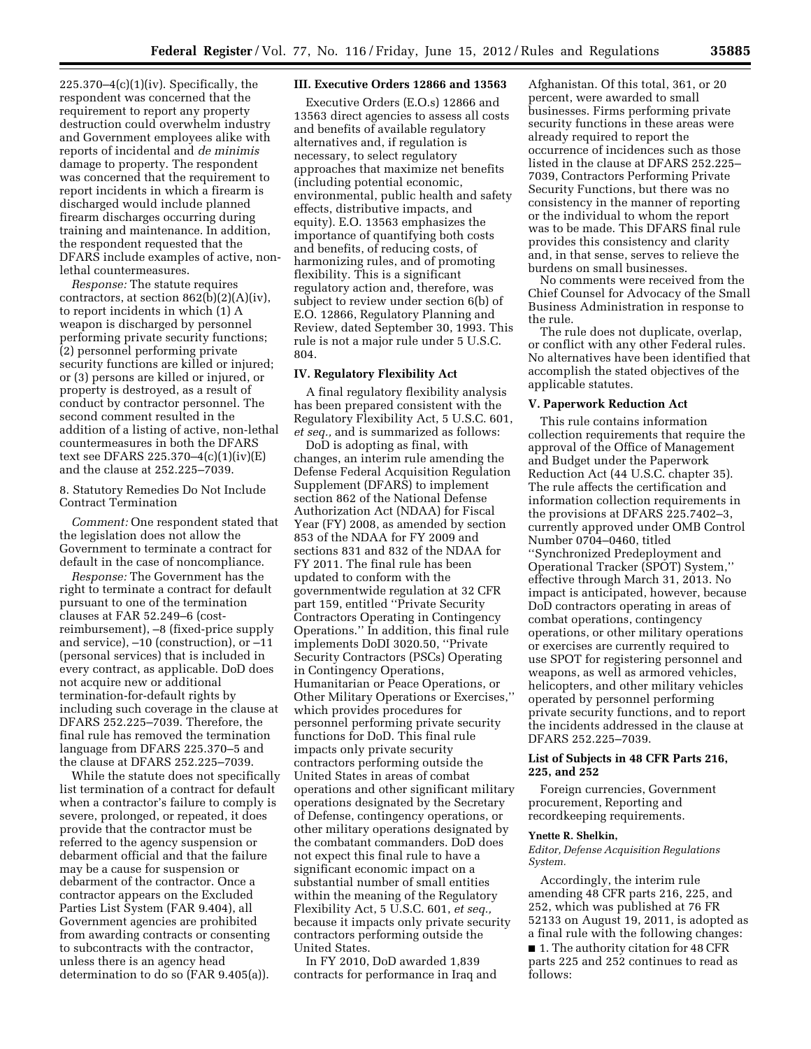225.370–4(c)(1)(iv). Specifically, the respondent was concerned that the requirement to report any property destruction could overwhelm industry and Government employees alike with reports of incidental and *de minimis* damage to property. The respondent was concerned that the requirement to report incidents in which a firearm is discharged would include planned firearm discharges occurring during training and maintenance. In addition, the respondent requested that the DFARS include examples of active, non-lethal countermeasures.

*Response:* The statute requires contractors, at section 862(b)(2)(A)(iv), to report incidents in which (1) A weapon is discharged by personnel performing private security functions; (2) personnel performing private security functions are killed or injured; or (3) persons are killed or injured, or property is destroyed, as a result of conduct by contractor personnel. The second comment resulted in the addition of a listing of active, non-lethal countermeasures in both the DFARS text see DFARS 225.370–4(c)(1)(iv)(E) and the clause at 252.225–7039.

8. Statutory Remedies Do Not Include Contract Termination

*Comment:* One respondent stated that the legislation does not allow the Government to terminate a contract for default in the case of noncompliance.

*Response:* The Government has the right to terminate a contract for default pursuant to one of the termination clauses at FAR 52.249–6 (cost-reimbursement), –8 (fixed-price supply and service), –10 (construction), or –11 (personal services) that is included in every contract, as applicable. DoD does not acquire new or additional termination-for-default rights by including such coverage in the clause at DFARS 252.225–7039. Therefore, the final rule has removed the termination language from DFARS 225.370–5 and the clause at DFARS 252.225–7039.

While the statute does not specifically list termination of a contract for default when a contractor's failure to comply is severe, prolonged, or repeated, it does provide that the contractor must be referred to the agency suspension or debarment official and that the failure may be a cause for suspension or debarment of the contractor. Once a contractor appears on the Excluded Parties List System (FAR 9.404), all Government agencies are prohibited from awarding contracts or consenting to subcontracts with the contractor, unless there is an agency head determination to do so (FAR 9.405(a)).

## III. Executive Orders 12866 and 13563

Executive Orders (E.O.s) 12866 and 13563 direct agencies to assess all costs and benefits of available regulatory alternatives and, if regulation is necessary, to select regulatory approaches that maximize net benefits (including potential economic, environmental, public health and safety effects, distributive impacts, and equity). E.O. 13563 emphasizes the importance of quantifying both costs and benefits, of reducing costs, of harmonizing rules, and of promoting flexibility. This is a significant regulatory action and, therefore, was subject to review under section 6(b) of E.O. 12866, Regulatory Planning and Review, dated September 30, 1993. This rule is not a major rule under 5 U.S.C. 804.

## IV. Regulatory Flexibility Act

A final regulatory flexibility analysis has been prepared consistent with the Regulatory Flexibility Act, 5 U.S.C. 601, *et seq.,* and is summarized as follows:

DoD is adopting as final, with changes, an interim rule amending the Defense Federal Acquisition Regulation Supplement (DFARS) to implement section 862 of the National Defense Authorization Act (NDAA) for Fiscal Year (FY) 2008, as amended by section 853 of the NDAA for FY 2009 and sections 831 and 832 of the NDAA for FY 2011. The final rule has been updated to conform with the governmentwide regulation at 32 CFR part 159, entitled "Private Security Contractors Operating in Contingency Operations." In addition, this final rule implements DoDI 3020.50, "Private Security Contractors (PSCs) Operating in Contingency Operations, Humanitarian or Peace Operations, or Other Military Operations or Exercises," which provides procedures for personnel performing private security functions for DoD. This final rule impacts only private security contractors performing outside the United States in areas of combat operations and other significant military operations designated by the Secretary of Defense, contingency operations, or other military operations designated by the combatant commanders. DoD does not expect this final rule to have a significant economic impact on a substantial number of small entities within the meaning of the Regulatory Flexibility Act, 5 U.S.C. 601, *et seq.,* because it impacts only private security contractors performing outside the United States.

In FY 2010, DoD awarded 1,839 contracts for performance in Iraq and Afghanistan. Of this total, 361, or 20 percent, were awarded to small businesses. Firms performing private security functions in these areas were already required to report the occurrence of incidences such as those listed in the clause at DFARS 252.225–7039, Contractors Performing Private Security Functions, but there was no consistency in the manner of reporting or the individual to whom the report was to be made. This DFARS final rule provides this consistency and clarity and, in that sense, serves to relieve the burdens on small businesses.

No comments were received from the Chief Counsel for Advocacy of the Small Business Administration in response to the rule.

The rule does not duplicate, overlap, or conflict with any other Federal rules. No alternatives have been identified that accomplish the stated objectives of the applicable statutes.

## V. Paperwork Reduction Act

This rule contains information collection requirements that require the approval of the Office of Management and Budget under the Paperwork Reduction Act (44 U.S.C. chapter 35). The rule affects the certification and information collection requirements in the provisions at DFARS 225.7402–3, currently approved under OMB Control Number 0704–0460, titled "Synchronized Predeployment and Operational Tracker (SPOT) System," effective through March 31, 2013. No impact is anticipated, however, because DoD contractors operating in areas of combat operations, contingency operations, or other military operations or exercises are currently required to use SPOT for registering personnel and weapons, as well as armored vehicles, helicopters, and other military vehicles operated by personnel performing private security functions, and to report the incidents addressed in the clause at DFARS 252.225–7039.

### List of Subjects in 48 CFR Parts 216, 225, and 252

Foreign currencies, Government procurement, Reporting and recordkeeping requirements.

**Ynette R. Shelkin,**
*Editor, Defense Acquisition Regulations System.*

Accordingly, the interim rule amending 48 CFR parts 216, 225, and 252, which was published at 76 FR 52133 on August 19, 2011, is adopted as a final rule with the following changes:

■ 1. The authority citation for 48 CFR parts 225 and 252 continues to read as follows: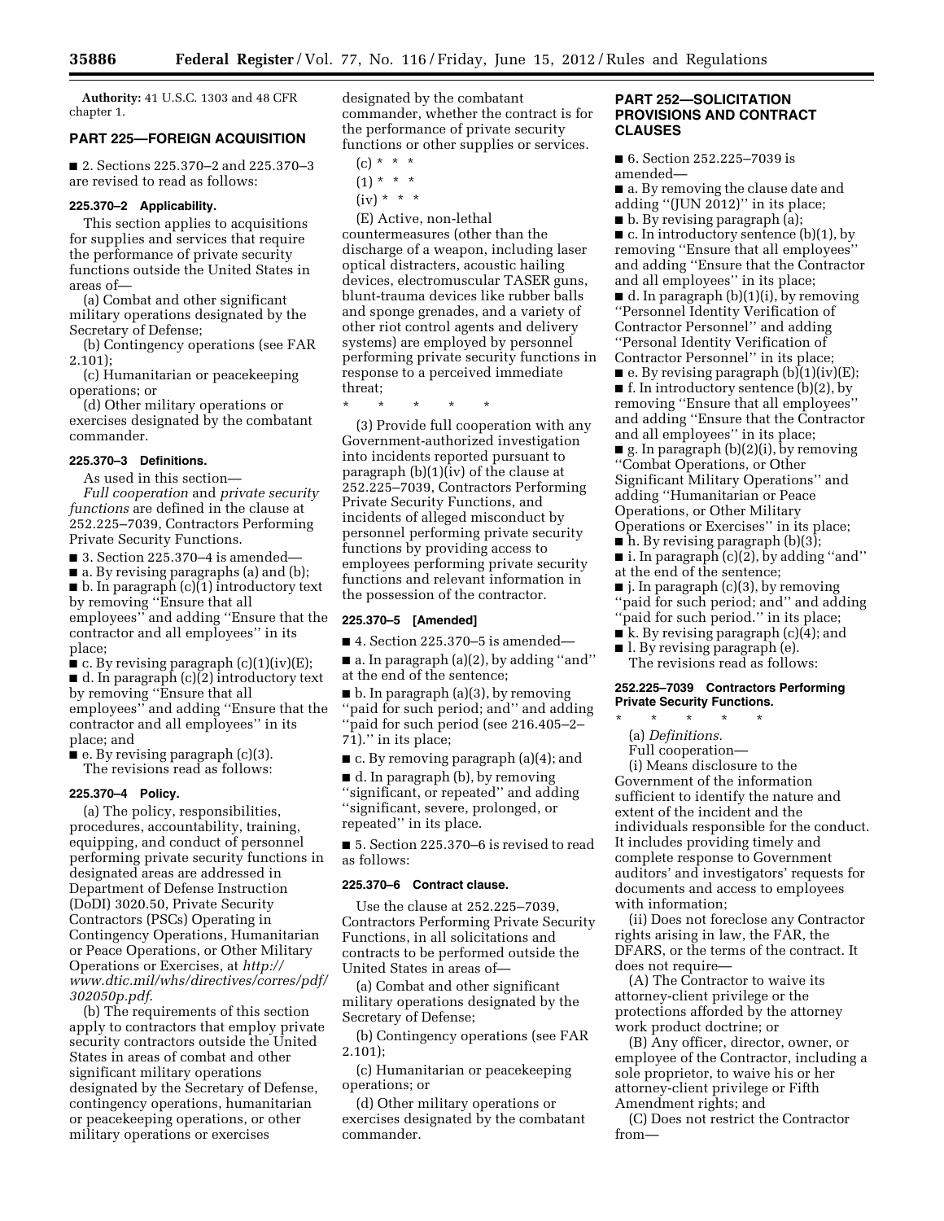**Authority:** 41 U.S.C. 1303 and 48 CFR chapter 1.

## PART 225—FOREIGN ACQUISITION

■ 2. Sections 225.370–2 and 225.370–3 are revised to read as follows:

### 225.370–2 Applicability.

This section applies to acquisitions for supplies and services that require the performance of private security functions outside the United States in areas of—

(a) Combat and other significant military operations designated by the Secretary of Defense;

(b) Contingency operations (see FAR 2.101);

(c) Humanitarian or peacekeeping operations; or

(d) Other military operations or exercises designated by the combatant commander.

### 225.370–3 Definitions.

As used in this section—

*Full cooperation* and *private security functions* are defined in the clause at 252.225–7039, Contractors Performing Private Security Functions.

■ 3. Section 225.370–4 is amended—

■ a. By revising paragraphs (a) and (b);

■ b. In paragraph (c)(1) introductory text by removing ''Ensure that all employees'' and adding ''Ensure that the contractor and all employees'' in its place;

■ c. By revising paragraph (c)(1)(iv)(E);

■ d. In paragraph (c)(2) introductory text by removing ''Ensure that all employees'' and adding ''Ensure that the contractor and all employees'' in its place; and

■ e. By revising paragraph (c)(3).

The revisions read as follows:

### 225.370–4 Policy.

(a) The policy, responsibilities, procedures, accountability, training, equipping, and conduct of personnel performing private security functions in designated areas are addressed in Department of Defense Instruction (DoDI) 3020.50, Private Security Contractors (PSCs) Operating in Contingency Operations, Humanitarian or Peace Operations, or Other Military Operations or Exercises, at *http://www.dtic.mil/whs/directives/corres/pdf/302050p.pdf*.

(b) The requirements of this section apply to contractors that employ private security contractors outside the United States in areas of combat and other significant military operations designated by the Secretary of Defense, contingency operations, humanitarian or peacekeeping operations, or other military operations or exercises designated by the combatant commander, whether the contract is for the performance of private security functions or other supplies or services.

(c) * * *

(1) * * *

(iv) * * *

(E) Active, non-lethal countermeasures (other than the discharge of a weapon, including laser optical distracters, acoustic hailing devices, electromuscular TASER guns, blunt-trauma devices like rubber balls and sponge grenades, and a variety of other riot control agents and delivery systems) are employed by personnel performing private security functions in response to a perceived immediate threat;

\* \* \* \* \*

(3) Provide full cooperation with any Government-authorized investigation into incidents reported pursuant to paragraph (b)(1)(iv) of the clause at 252.225–7039, Contractors Performing Private Security Functions, and incidents of alleged misconduct by personnel performing private security functions by providing access to employees performing private security functions and relevant information in the possession of the contractor.

### 225.370–5 [Amended]

■ 4. Section 225.370–5 is amended—

■ a. In paragraph (a)(2), by adding ''and'' at the end of the sentence;

■ b. In paragraph (a)(3), by removing ''paid for such period; and'' and adding ''paid for such period (see 216.405–2–71).'' in its place;

■ c. By removing paragraph (a)(4); and

■ d. In paragraph (b), by removing ''significant, or repeated'' and adding ''significant, severe, prolonged, or repeated'' in its place.

■ 5. Section 225.370–6 is revised to read as follows:

### 225.370–6 Contract clause.

Use the clause at 252.225–7039, Contractors Performing Private Security Functions, in all solicitations and contracts to be performed outside the United States in areas of—

(a) Combat and other significant military operations designated by the Secretary of Defense;

(b) Contingency operations (see FAR 2.101);

(c) Humanitarian or peacekeeping operations; or

(d) Other military operations or exercises designated by the combatant commander.

## PART 252—SOLICITATION PROVISIONS AND CONTRACT CLAUSES

■ 6. Section 252.225–7039 is amended—

■ a. By removing the clause date and adding ''(JUN 2012)'' in its place;

■ b. By revising paragraph (a);

■ c. In introductory sentence (b)(1), by removing ''Ensure that all employees'' and adding ''Ensure that the Contractor and all employees'' in its place;

■ d. In paragraph (b)(1)(i), by removing ''Personnel Identity Verification of Contractor Personnel'' and adding ''Personal Identity Verification of Contractor Personnel'' in its place;

■ e. By revising paragraph (b)(1)(iv)(E);

■ f. In introductory sentence (b)(2), by removing ''Ensure that all employees'' and adding ''Ensure that the Contractor and all employees'' in its place;

■ g. In paragraph (b)(2)(i), by removing ''Combat Operations, or Other Significant Military Operations'' and adding ''Humanitarian or Peace Operations, or Other Military Operations or Exercises'' in its place;

■ h. By revising paragraph (b)(3);

■ i. In paragraph (c)(2), by adding ''and'' at the end of the sentence;

■ j. In paragraph (c)(3), by removing ''paid for such period; and'' and adding ''paid for such period.'' in its place;

■ k. By revising paragraph (c)(4); and

■ l. By revising paragraph (e).

The revisions read as follows:

### 252.225–7039 Contractors Performing Private Security Functions.

\* \* \* \* \*

(a) *Definitions.*

Full cooperation—

(i) Means disclosure to the Government of the information sufficient to identify the nature and extent of the incident and the individuals responsible for the conduct. It includes providing timely and complete response to Government auditors' and investigators' requests for documents and access to employees with information;

(ii) Does not foreclose any Contractor rights arising in law, the FAR, the DFARS, or the terms of the contract. It does not require—

(A) The Contractor to waive its attorney-client privilege or the protections afforded by the attorney work product doctrine; or

(B) Any officer, director, owner, or employee of the Contractor, including a sole proprietor, to waive his or her attorney-client privilege or Fifth Amendment rights; and

(C) Does not restrict the Contractor from—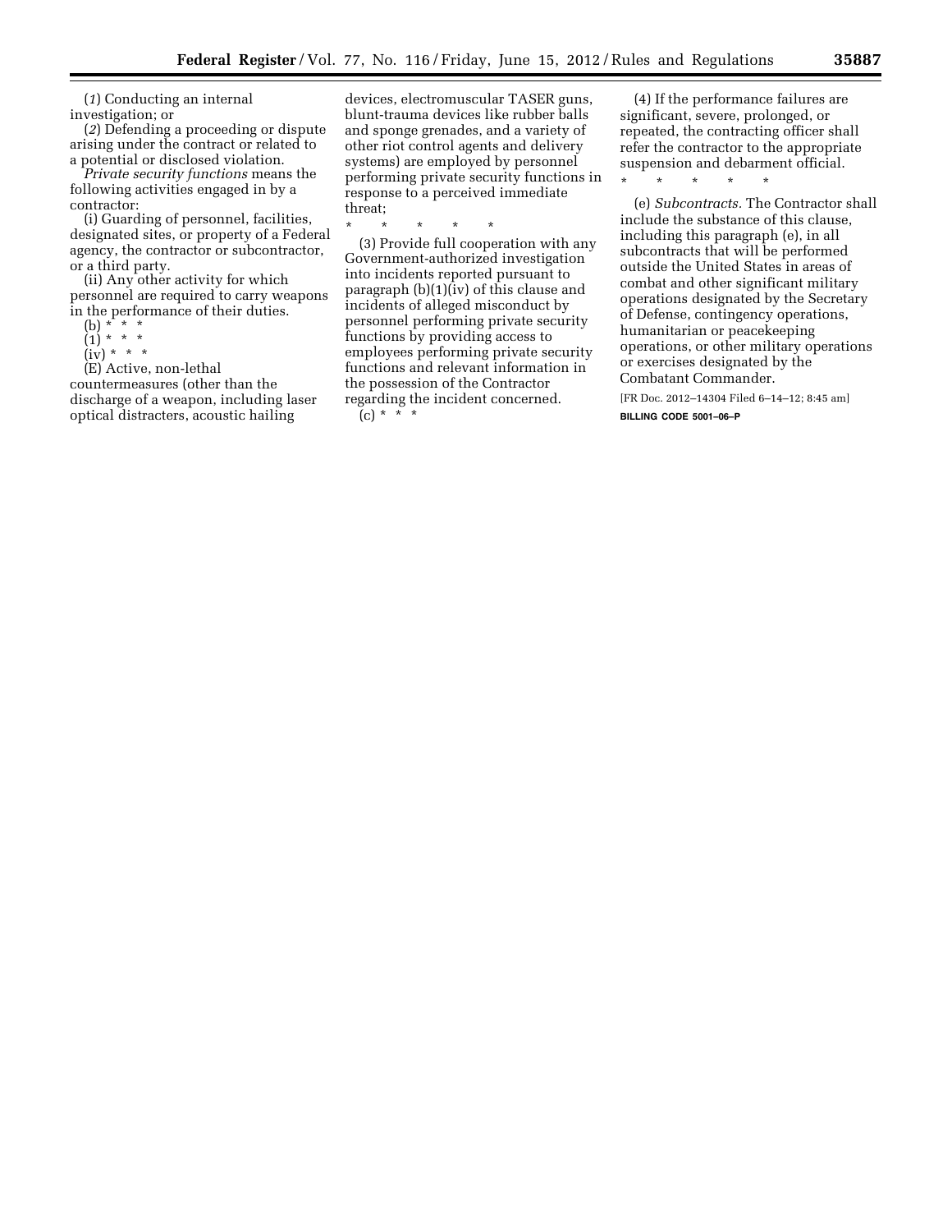(*1*) Conducting an internal investigation; or

(*2*) Defending a proceeding or dispute arising under the contract or related to a potential or disclosed violation.

*Private security functions* means the following activities engaged in by a contractor:

(i) Guarding of personnel, facilities, designated sites, or property of a Federal agency, the contractor or subcontractor, or a third party.

(ii) Any other activity for which personnel are required to carry weapons in the performance of their duties.

(b) * * *

(1) * * *

(iv) * * *

(E) Active, non-lethal countermeasures (other than the discharge of a weapon, including laser optical distracters, acoustic hailing devices, electromuscular TASER guns, blunt-trauma devices like rubber balls and sponge grenades, and a variety of other riot control agents and delivery systems) are employed by personnel performing private security functions in response to a perceived immediate threat;

\* \* \* \* \*

(3) Provide full cooperation with any Government-authorized investigation into incidents reported pursuant to paragraph (b)(1)(iv) of this clause and incidents of alleged misconduct by personnel performing private security functions by providing access to employees performing private security functions and relevant information in the possession of the Contractor regarding the incident concerned.

(c) * * *

(4) If the performance failures are significant, severe, prolonged, or repeated, the contracting officer shall refer the contractor to the appropriate suspension and debarment official.

\* \* \* \* \*

(e) *Subcontracts.* The Contractor shall include the substance of this clause, including this paragraph (e), in all subcontracts that will be performed outside the United States in areas of combat and other significant military operations designated by the Secretary of Defense, contingency operations, humanitarian or peacekeeping operations, or other military operations or exercises designated by the Combatant Commander.

[FR Doc. 2012–14304 Filed 6–14–12; 8:45 am]

**BILLING CODE 5001–06–P**